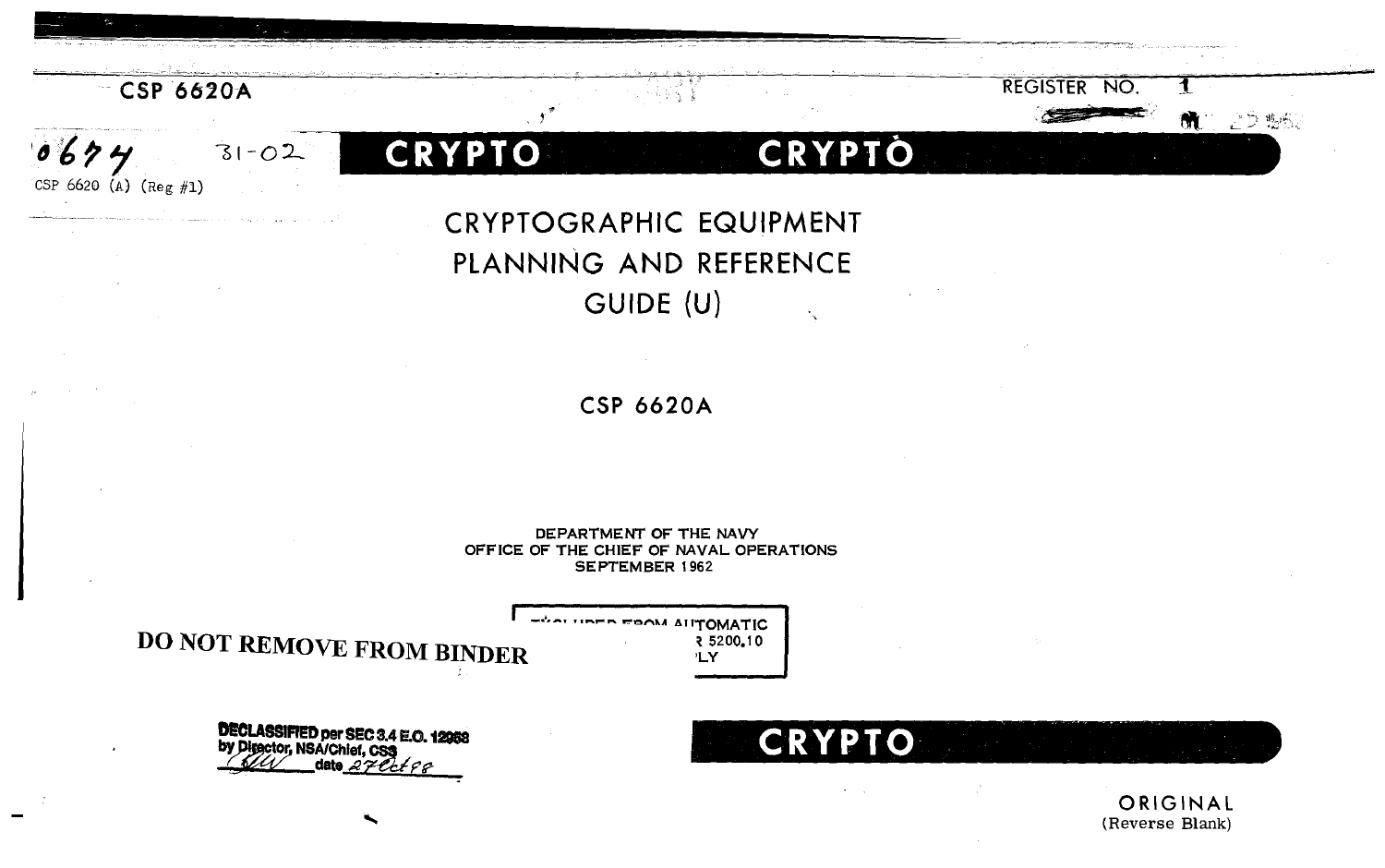CSP 6620A

REGISTER NO. 1

0674 31-02

CSP 6620 (A) (Reg #1)

**CRYPTO** **CRYPTO**

# CRYPTOGRAPHIC EQUIPMENT PLANNING AND REFERENCE GUIDE (U)

## CSP 6620A

DEPARTMENT OF THE NAVY
OFFICE OF THE CHIEF OF NAVAL OPERATIONS
SEPTEMBER 1962

**DO NOT REMOVE FROM BINDER**

EXCLUDED FROM AUTOMATIC ... R 5200.10 ... LY

DECLASSIFIED per SEC 3.4 E.O. 12958
by Director, NSA/Chief, CSS
date 27 Oct 98

**CRYPTO**

ORIGINAL
(Reverse Blank)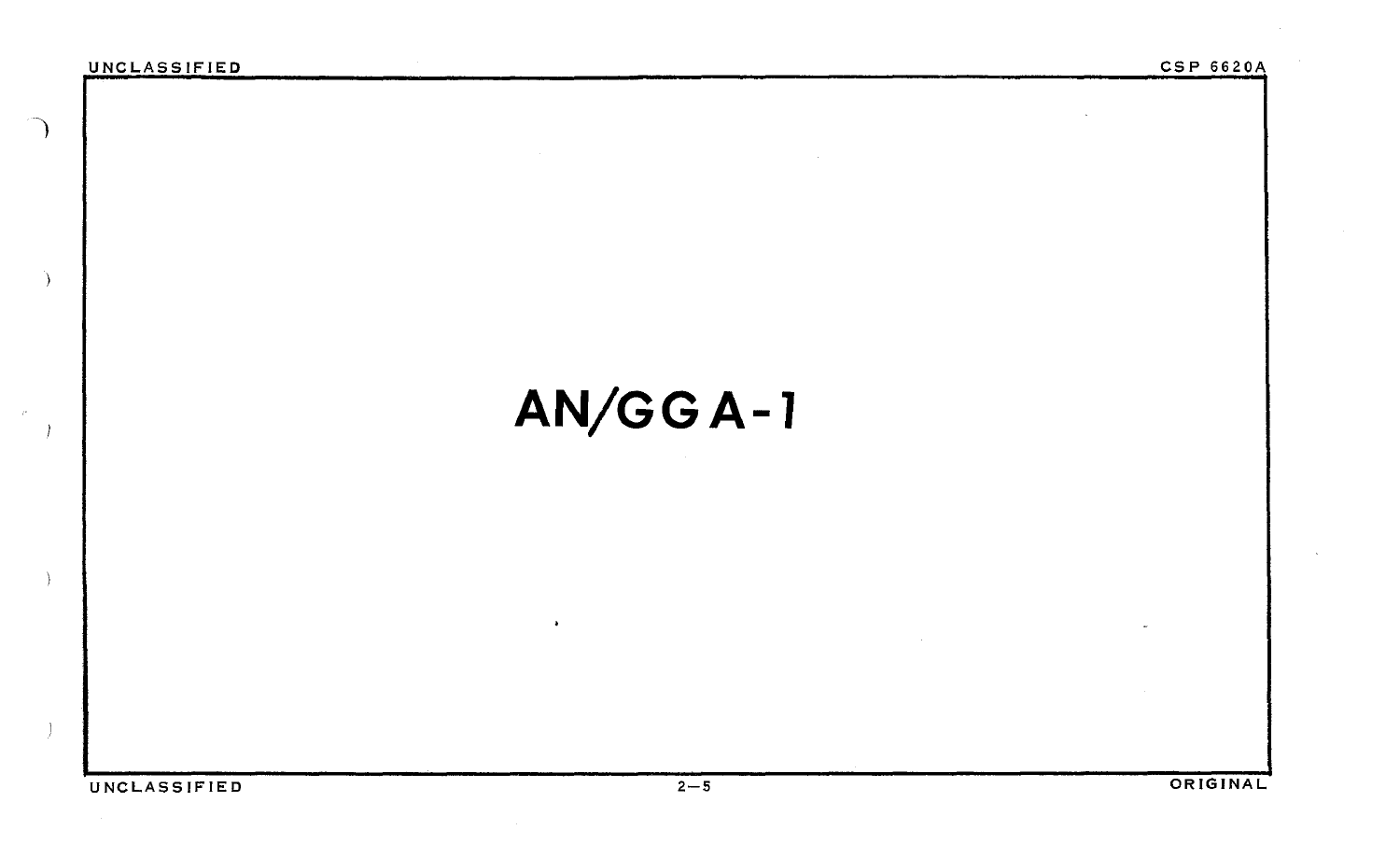# AN/GGA-1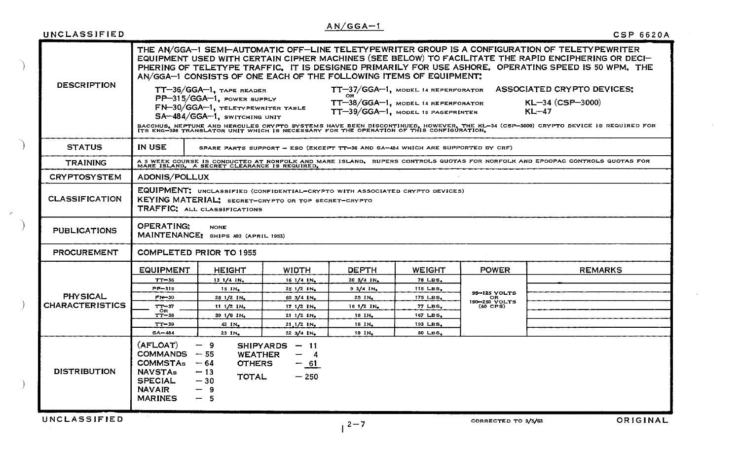# AN/GGA-1

| | |
|---|---|
| **DESCRIPTION** | THE AN/GGA-1 SEMI-AUTOMATIC OFF-LINE TELETYPEWRITER GROUP IS A CONFIGURATION OF TELETYPEWRITER EQUIPMENT USED WITH CERTAIN CIPHER MACHINES (SEE BELOW) TO FACILITATE THE RAPID ENCIPHERING OR DECIPHERING OF TELETYPE TRAFFIC. IT IS DESIGNED PRIMARILY FOR USE ASHORE. OPERATING SPEED IS 50 WPM. THE AN/GGA-1 CONSISTS OF ONE EACH OF THE FOLLOWING ITEMS OF EQUIPMENT:<br><br>TT-36/GGA-1, TAPE READER<br>PP-315/GGA-1, POWER SUPPLY<br>FN-30/GGA-1, TELETYPEWRITER TABLE<br>SA-484/GGA-1, SWITCHING UNIT<br>TT-37/GGA-1, MODEL 14 REPERFORATOR<br>OR<br>TT-38/GGA-1, MODEL 14 REPERFORATOR<br>TT-39/GGA-1, MODEL 15 PAGEPRINTER<br><br>ASSOCIATED CRYPTO DEVICES:<br>KL-34 (CSP-3000)<br>KL-47<br><br>BACCHUS, NEPTUNE AND HERCULES CRYPTO SYSTEMS HAVE BEEN DISCONTINUED, HOWEVER, THE KL-34 (CSP-3000) CRYPTO DEVICE IS REQUIRED FOR ITS ENG-308 TRANSLATOR UNIT WHICH IS NECESSARY FOR THE OPERATION OF THIS CONFIGURATION. |
| **STATUS** | IN USE — SPARE PARTS SUPPORT - ESO (EXCEPT TT-36 AND SA-484 WHICH ARE SUPPORTED BY CRF) |
| **TRAINING** | A 5 WEEK COURSE IS CONDUCTED AT NORFOLK AND MARE ISLAND. BUPERS CONTROLS QUOTAS FOR NORFOLK AND EPDOPAC CONTROLS QUOTAS FOR MARE ISLAND. A SECRET CLEARANCE IS REQUIRED. |
| **CRYPTOSYSTEM** | ADONIS/POLLUX |
| **CLASSIFICATION** | EQUIPMENT: UNCLASSIFIED (CONFIDENTIAL-CRYPTO WITH ASSOCIATED CRYPTO DEVICES)<br>KEYING MATERIAL: SECRET-CRYPTO OR TOP SECRET-CRYPTO<br>TRAFFIC: ALL CLASSIFICATIONS |
| **PUBLICATIONS** | OPERATING: NONE<br>MAINTENANCE: SHIPS 403 (APRIL 1953) |
| **PROCUREMENT** | COMPLETED PRIOR TO 1955 |

**PHYSICAL CHARACTERISTICS**

| EQUIPMENT | HEIGHT | WIDTH | DEPTH | WEIGHT | POWER | REMARKS |
|---|---|---|---|---|---|---|
| TT-36 | 13 1/4 IN. | 16 1/4 IN. | 20 3/4 IN. | 78 LBS. | 95-125 VOLTS OR 190-250 VOLTS (60 CPS) | |
| PP-315 | 15 IN. | 25 1/2 IN. | 9 3/4 IN. | 115 LBS. | | |
| FN-30 | 26 1/2 IN. | 60 3/4 IN. | 25 IN. | 175 LBS. | | |
| TT-37 | 11 1/2 IN. | 17 1/2 IN. | 16 1/2 IN. | 77 LBS. | | |
| OR TT-38 | 39 1/8 IN. | 21 1/2 IN. | 18 IN. | 167 LBS. | | |
| TT-39 | 42 IN. | 21 1/2 IN. | 18 IN. | 193 LBS. | | |
| SA-484 | 23 IN. | 22 3/4 IN. | 19 IN. | 80 LBS. | | |

**DISTRIBUTION**

| | | | |
|---|---|---|---|
| (AFLOAT) | 9 | SHIPYARDS | 11 |
| COMMANDS | 55 | WEATHER | 4 |
| COMMSTAs | 64 | OTHERS | 61 |
| NAVSTAs | 13 | TOTAL | 250 |
| SPECIAL | 30 | | |
| NAVAIR | 9 | | |
| MARINES | 5 | | |

CORRECTED TO 9/5/62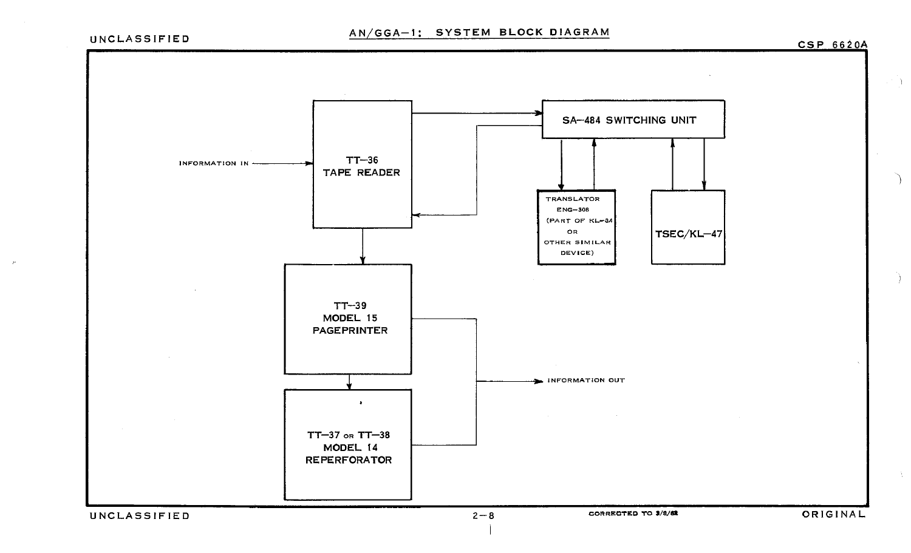## AN/GGA-1: SYSTEM BLOCK DIAGRAM

INFORMATION IN → TT-36 TAPE READER

TT-36 TAPE READER → SA-484 SWITCHING UNIT

SA-484 SWITCHING UNIT → TT-36 TAPE READER

SA-484 SWITCHING UNIT ↔ TRANSLATOR ENG-308 (PART OF KL-34 OR OTHER SIMILAR DEVICE)

SA-484 SWITCHING UNIT ↔ TSEC/KL-47

TT-36 TAPE READER → TT-39 MODEL 15 PAGEPRINTER

TT-39 MODEL 15 PAGEPRINTER → TT-37 OR TT-38 MODEL 14 REPERFORATOR

TT-39 MODEL 15 PAGEPRINTER and TT-37 OR TT-38 MODEL 14 REPERFORATOR → INFORMATION OUT

CORRECTED TO 3/8/62